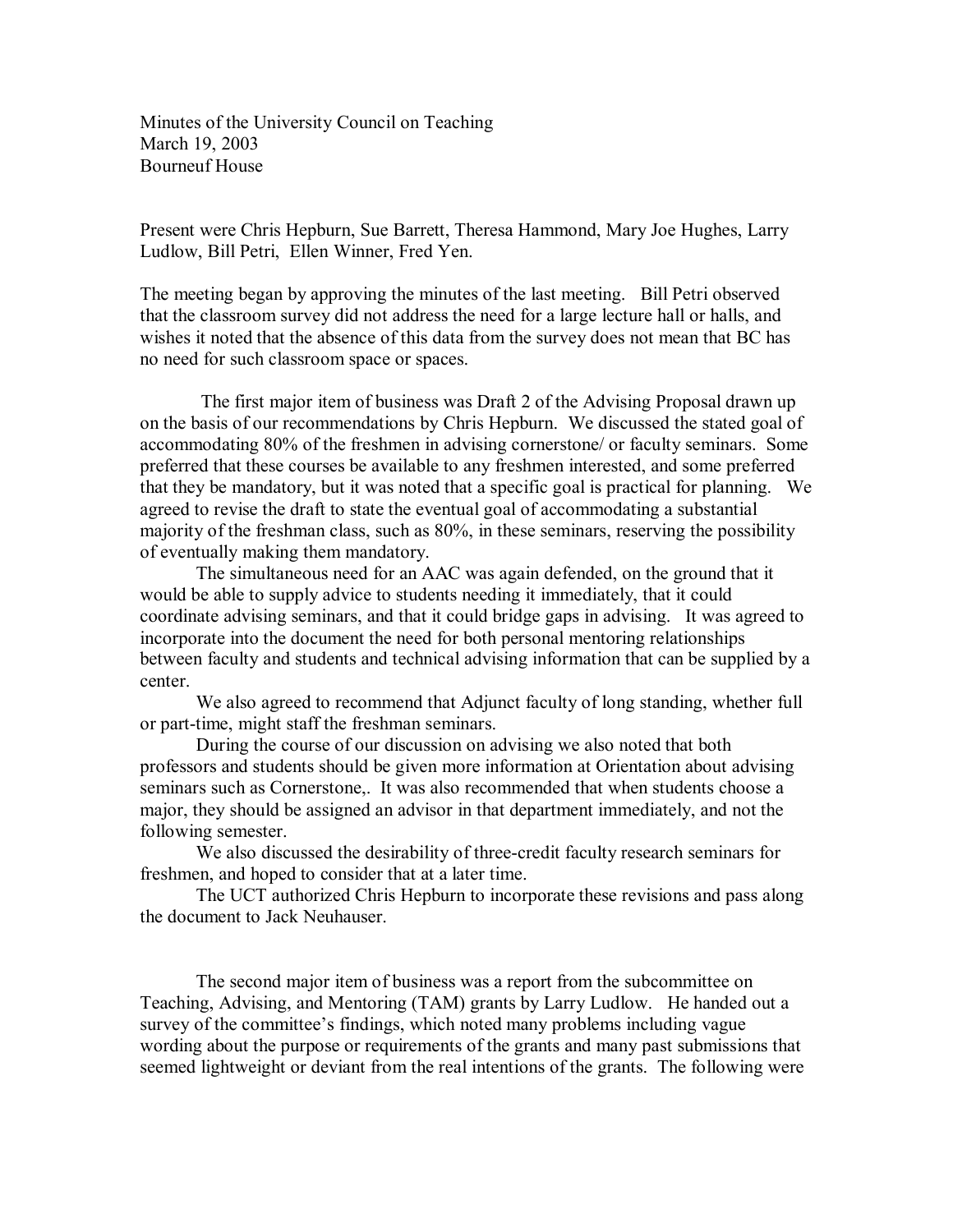Minutes of the University Council on Teaching
March 19, 2003
Bourneuf House

Present were Chris Hepburn, Sue Barrett, Theresa Hammond, Mary Joe Hughes, Larry Ludlow, Bill Petri, Ellen Winner, Fred Yen.

The meeting began by approving the minutes of the last meeting. Bill Petri observed that the classroom survey did not address the need for a large lecture hall or halls, and wishes it noted that the absence of this data from the survey does not mean that BC has no need for such classroom space or spaces.

The first major item of business was Draft 2 of the Advising Proposal drawn up on the basis of our recommendations by Chris Hepburn. We discussed the stated goal of accommodating 80% of the freshmen in advising cornerstone/ or faculty seminars. Some preferred that these courses be available to any freshmen interested, and some preferred that they be mandatory, but it was noted that a specific goal is practical for planning. We agreed to revise the draft to state the eventual goal of accommodating a substantial majority of the freshman class, such as 80%, in these seminars, reserving the possibility of eventually making them mandatory.

The simultaneous need for an AAC was again defended, on the ground that it would be able to supply advice to students needing it immediately, that it could coordinate advising seminars, and that it could bridge gaps in advising. It was agreed to incorporate into the document the need for both personal mentoring relationships between faculty and students and technical advising information that can be supplied by a center.

We also agreed to recommend that Adjunct faculty of long standing, whether full or part-time, might staff the freshman seminars.

During the course of our discussion on advising we also noted that both professors and students should be given more information at Orientation about advising seminars such as Cornerstone,. It was also recommended that when students choose a major, they should be assigned an advisor in that department immediately, and not the following semester.

We also discussed the desirability of three-credit faculty research seminars for freshmen, and hoped to consider that at a later time.

The UCT authorized Chris Hepburn to incorporate these revisions and pass along the document to Jack Neuhauser.

The second major item of business was a report from the subcommittee on Teaching, Advising, and Mentoring (TAM) grants by Larry Ludlow. He handed out a survey of the committee's findings, which noted many problems including vague wording about the purpose or requirements of the grants and many past submissions that seemed lightweight or deviant from the real intentions of the grants. The following were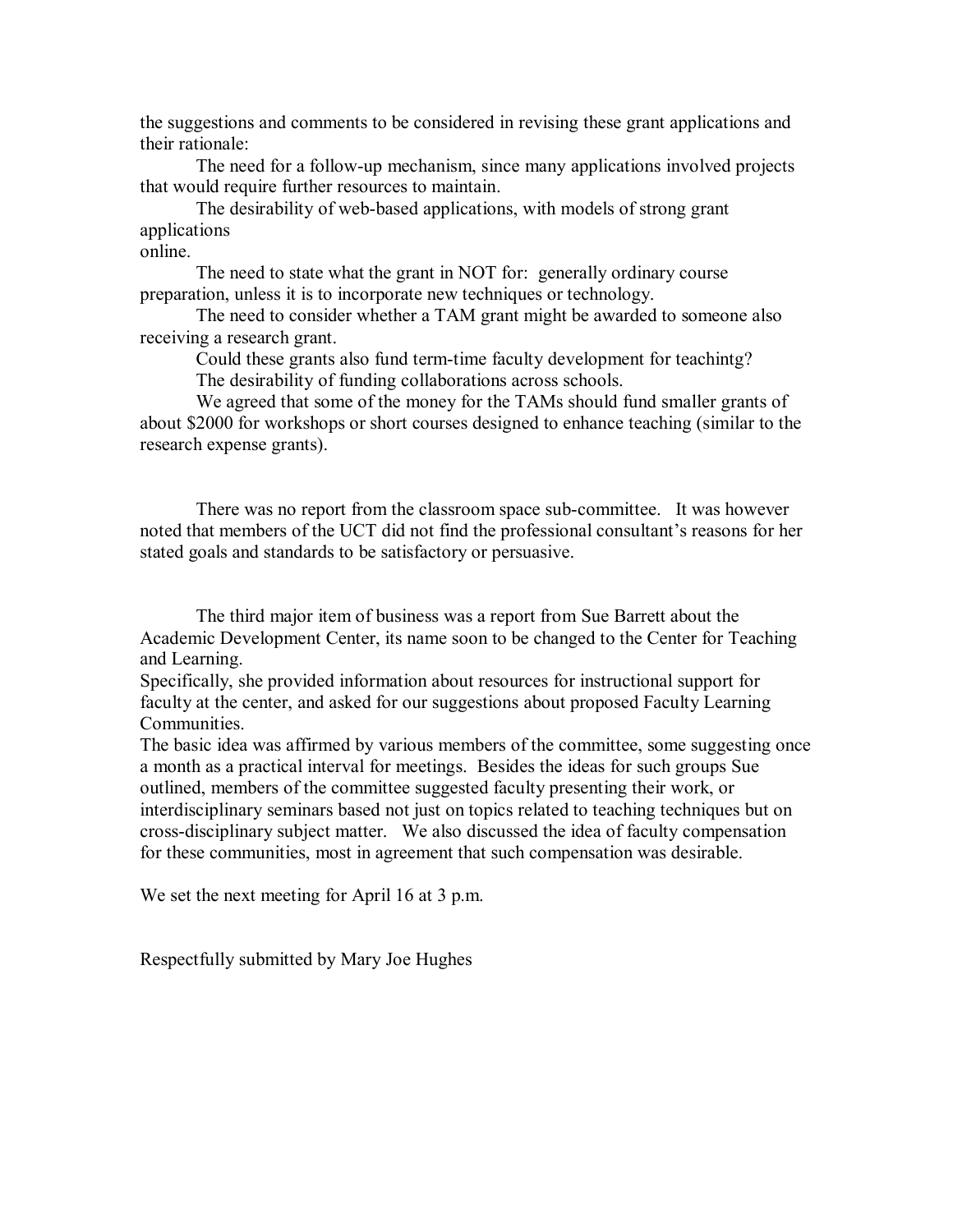the suggestions and comments to be considered in revising these grant applications and their rationale:

The need for a follow-up mechanism, since many applications involved projects that would require further resources to maintain.

The desirability of web-based applications, with models of strong grant applications online.

The need to state what the grant in NOT for: generally ordinary course preparation, unless it is to incorporate new techniques or technology.

The need to consider whether a TAM grant might be awarded to someone also receiving a research grant.

Could these grants also fund term-time faculty development for teachintg?

The desirability of funding collaborations across schools.

We agreed that some of the money for the TAMs should fund smaller grants of about $2000 for workshops or short courses designed to enhance teaching (similar to the research expense grants).

There was no report from the classroom space sub-committee. It was however noted that members of the UCT did not find the professional consultant's reasons for her stated goals and standards to be satisfactory or persuasive.

The third major item of business was a report from Sue Barrett about the Academic Development Center, its name soon to be changed to the Center for Teaching and Learning.

Specifically, she provided information about resources for instructional support for faculty at the center, and asked for our suggestions about proposed Faculty Learning Communities.

The basic idea was affirmed by various members of the committee, some suggesting once a month as a practical interval for meetings. Besides the ideas for such groups Sue outlined, members of the committee suggested faculty presenting their work, or interdisciplinary seminars based not just on topics related to teaching techniques but on cross-disciplinary subject matter. We also discussed the idea of faculty compensation for these communities, most in agreement that such compensation was desirable.

We set the next meeting for April 16 at 3 p.m.

Respectfully submitted by Mary Joe Hughes